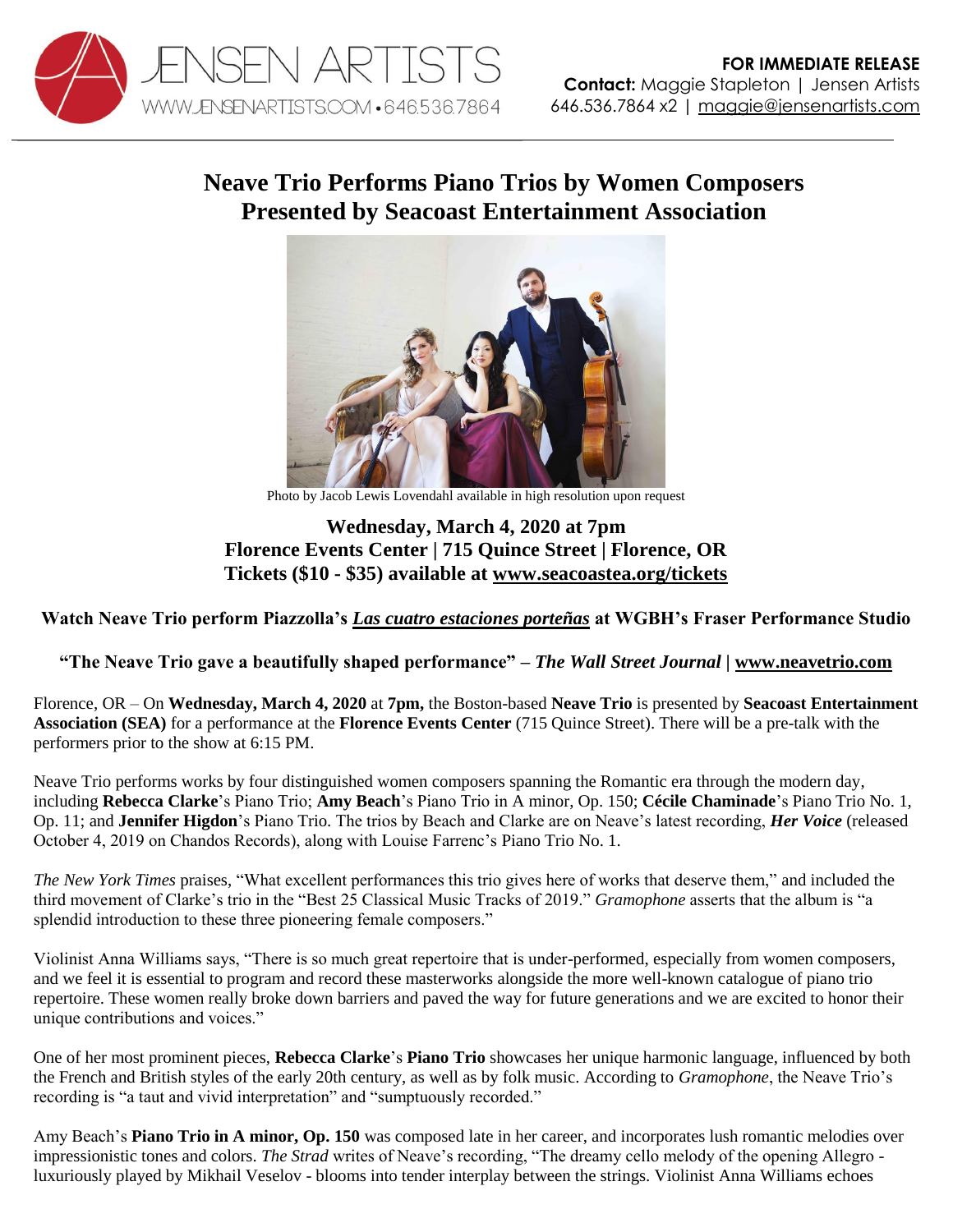JENSEN ARTISTS
WWW.JENSENARTISTS.COM • 646.536.7864

**FOR IMMEDIATE RELEASE**
**Contact:** Maggie Stapleton | Jensen Artists
646.536.7864 x2 | maggie@jensenartists.com

# Neave Trio Performs Piano Trios by Women Composers Presented by Seacoast Entertainment Association

Photo by Jacob Lewis Lovendahl available in high resolution upon request

### Wednesday, March 4, 2020 at 7pm
### Florence Events Center | 715 Quince Street | Florence, OR
### Tickets ($10 - $35) available at www.seacoastea.org/tickets

**Watch Neave Trio perform Piazzolla's *Las cuatro estaciones porteñas* at WGBH's Fraser Performance Studio**

**"The Neave Trio gave a beautifully shaped performance" – *The Wall Street Journal* | www.neavetrio.com**

Florence, OR – On **Wednesday, March 4, 2020** at **7pm,** the Boston-based **Neave Trio** is presented by **Seacoast Entertainment Association (SEA)** for a performance at the **Florence Events Center** (715 Quince Street). There will be a pre-talk with the performers prior to the show at 6:15 PM.

Neave Trio performs works by four distinguished women composers spanning the Romantic era through the modern day, including **Rebecca Clarke**'s Piano Trio; **Amy Beach**'s Piano Trio in A minor, Op. 150; **Cécile Chaminade**'s Piano Trio No. 1, Op. 11; and **Jennifer Higdon**'s Piano Trio. The trios by Beach and Clarke are on Neave's latest recording, ***Her Voice*** (released October 4, 2019 on Chandos Records), along with Louise Farrenc's Piano Trio No. 1.

*The New York Times* praises, "What excellent performances this trio gives here of works that deserve them," and included the third movement of Clarke's trio in the "Best 25 Classical Music Tracks of 2019." *Gramophone* asserts that the album is "a splendid introduction to these three pioneering female composers."

Violinist Anna Williams says, "There is so much great repertoire that is under-performed, especially from women composers, and we feel it is essential to program and record these masterworks alongside the more well-known catalogue of piano trio repertoire. These women really broke down barriers and paved the way for future generations and we are excited to honor their unique contributions and voices."

One of her most prominent pieces, **Rebecca Clarke**'s **Piano Trio** showcases her unique harmonic language, influenced by both the French and British styles of the early 20th century, as well as by folk music. According to *Gramophone*, the Neave Trio's recording is "a taut and vivid interpretation" and "sumptuously recorded."

Amy Beach's **Piano Trio in A minor, Op. 150** was composed late in her career, and incorporates lush romantic melodies over impressionistic tones and colors. *The Strad* writes of Neave's recording, "The dreamy cello melody of the opening Allegro - luxuriously played by Mikhail Veselov - blooms into tender interplay between the strings. Violinist Anna Williams echoes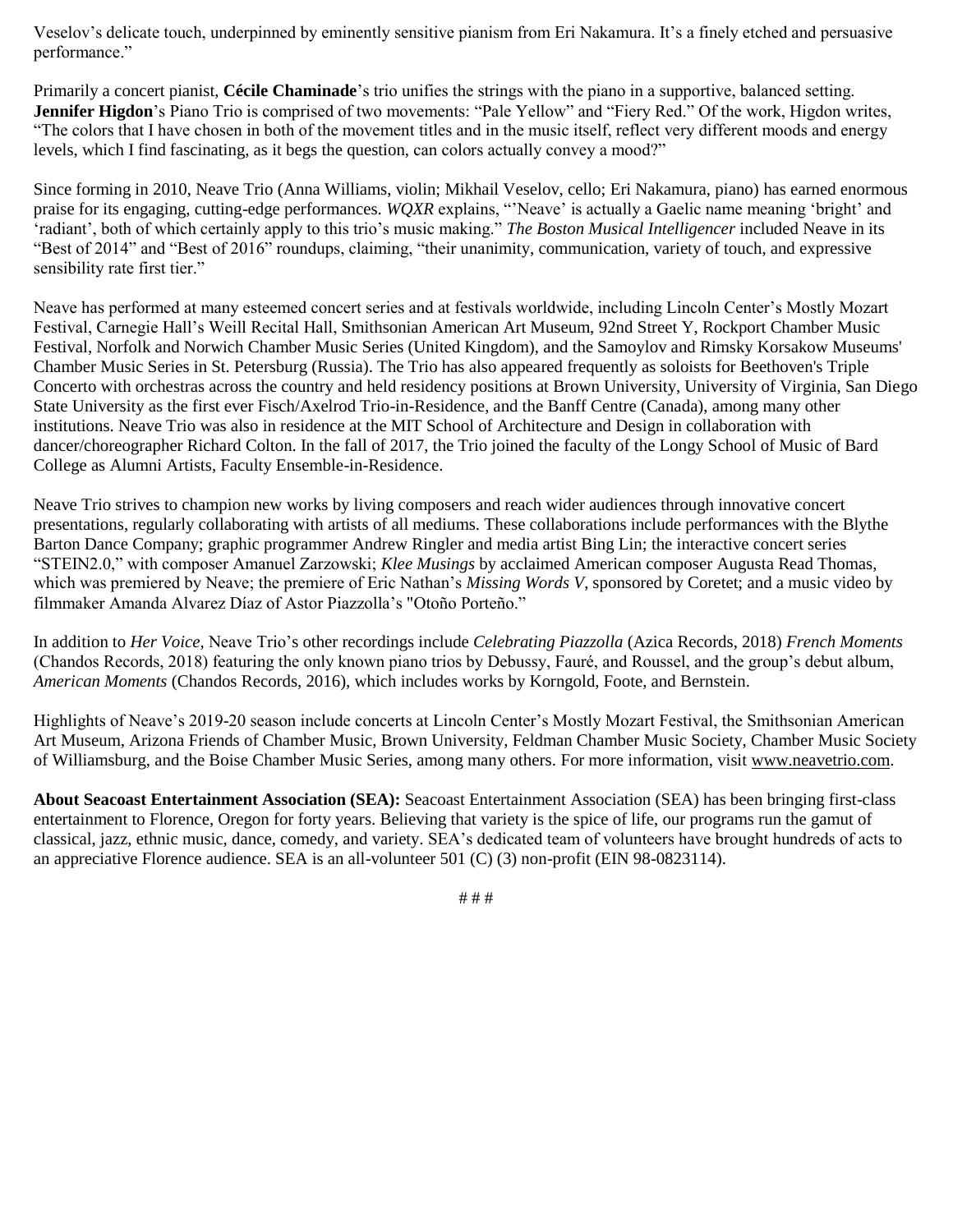Veselov's delicate touch, underpinned by eminently sensitive pianism from Eri Nakamura. It's a finely etched and persuasive performance."

Primarily a concert pianist, **Cécile Chaminade**'s trio unifies the strings with the piano in a supportive, balanced setting. **Jennifer Higdon**'s Piano Trio is comprised of two movements: "Pale Yellow" and "Fiery Red." Of the work, Higdon writes, "The colors that I have chosen in both of the movement titles and in the music itself, reflect very different moods and energy levels, which I find fascinating, as it begs the question, can colors actually convey a mood?"

Since forming in 2010, Neave Trio (Anna Williams, violin; Mikhail Veselov, cello; Eri Nakamura, piano) has earned enormous praise for its engaging, cutting-edge performances. *WQXR* explains, "'Neave' is actually a Gaelic name meaning 'bright' and 'radiant', both of which certainly apply to this trio's music making." *The Boston Musical Intelligencer* included Neave in its "Best of 2014" and "Best of 2016" roundups, claiming, "their unanimity, communication, variety of touch, and expressive sensibility rate first tier."

Neave has performed at many esteemed concert series and at festivals worldwide, including Lincoln Center's Mostly Mozart Festival, Carnegie Hall's Weill Recital Hall, Smithsonian American Art Museum, 92nd Street Y, Rockport Chamber Music Festival, Norfolk and Norwich Chamber Music Series (United Kingdom), and the Samoylov and Rimsky Korsakow Museums' Chamber Music Series in St. Petersburg (Russia). The Trio has also appeared frequently as soloists for Beethoven's Triple Concerto with orchestras across the country and held residency positions at Brown University, University of Virginia, San Diego State University as the first ever Fisch/Axelrod Trio-in-Residence, and the Banff Centre (Canada), among many other institutions. Neave Trio was also in residence at the MIT School of Architecture and Design in collaboration with dancer/choreographer Richard Colton. In the fall of 2017, the Trio joined the faculty of the Longy School of Music of Bard College as Alumni Artists, Faculty Ensemble-in-Residence.

Neave Trio strives to champion new works by living composers and reach wider audiences through innovative concert presentations, regularly collaborating with artists of all mediums. These collaborations include performances with the Blythe Barton Dance Company; graphic programmer Andrew Ringler and media artist Bing Lin; the interactive concert series "STEIN2.0," with composer Amanuel Zarzowski; *Klee Musings* by acclaimed American composer Augusta Read Thomas, which was premiered by Neave; the premiere of Eric Nathan's *Missing Words V*, sponsored by Coretet; and a music video by filmmaker Amanda Alvarez Díaz of Astor Piazzolla's "Otoño Porteño."

In addition to *Her Voice,* Neave Trio's other recordings include *Celebrating Piazzolla* (Azica Records, 2018) *French Moments* (Chandos Records, 2018) featuring the only known piano trios by Debussy, Fauré, and Roussel, and the group's debut album, *American Moments* (Chandos Records, 2016), which includes works by Korngold, Foote, and Bernstein.

Highlights of Neave's 2019-20 season include concerts at Lincoln Center's Mostly Mozart Festival, the Smithsonian American Art Museum, Arizona Friends of Chamber Music, Brown University, Feldman Chamber Music Society, Chamber Music Society of Williamsburg, and the Boise Chamber Music Series, among many others. For more information, visit www.neavetrio.com.

**About Seacoast Entertainment Association (SEA):** Seacoast Entertainment Association (SEA) has been bringing first-class entertainment to Florence, Oregon for forty years. Believing that variety is the spice of life, our programs run the gamut of classical, jazz, ethnic music, dance, comedy, and variety. SEA's dedicated team of volunteers have brought hundreds of acts to an appreciative Florence audience. SEA is an all-volunteer 501 (C) (3) non-profit (EIN 98-0823114).

# # #